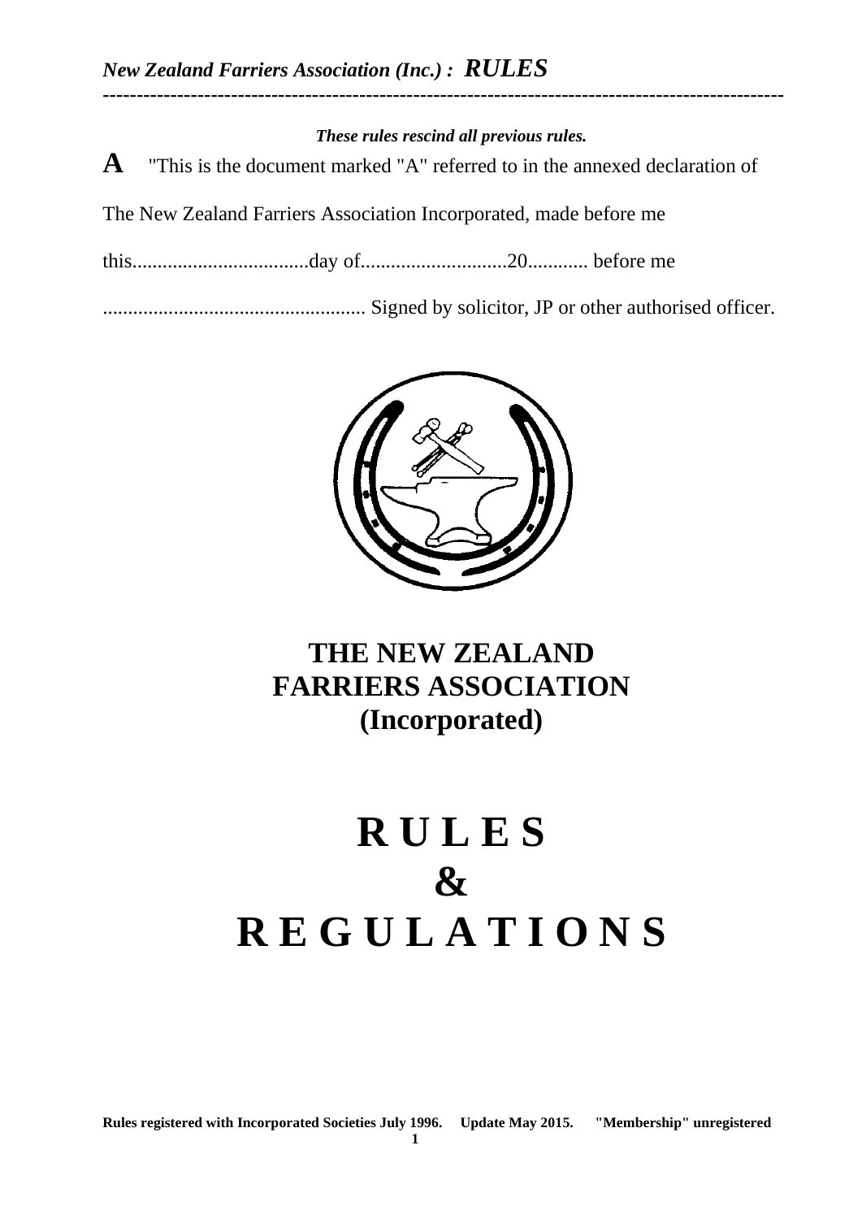*These rules rescind all previous rules.*

**A** "This is the document marked "A" referred to in the annexed declaration of

The New Zealand Farriers Association Incorporated, made before me

this...................................day of.............................20............ before me

.................................................... Signed by solicitor, JP or other authorised officer.

# THE NEW ZEALAND FARRIERS ASSOCIATION (Incorporated)

# R U L E S & R E G U L A T I O N S

**Rules registered with Incorporated Societies July 1996. Update May 2015. "Membership" unregistered**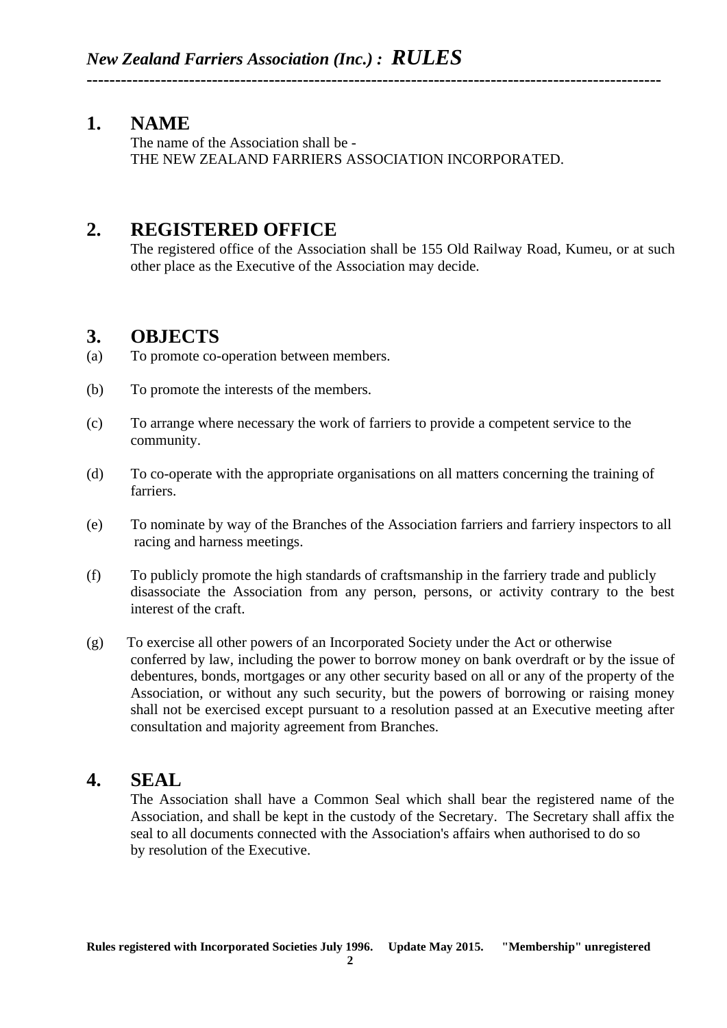## 1. NAME

The name of the Association shall be -
THE NEW ZEALAND FARRIERS ASSOCIATION INCORPORATED.

## 2. REGISTERED OFFICE

The registered office of the Association shall be 155 Old Railway Road, Kumeu, or at such other place as the Executive of the Association may decide.

## 3. OBJECTS

(a) To promote co-operation between members.

(b) To promote the interests of the members.

(c) To arrange where necessary the work of farriers to provide a competent service to the community.

(d) To co-operate with the appropriate organisations on all matters concerning the training of farriers.

(e) To nominate by way of the Branches of the Association farriers and farriery inspectors to all racing and harness meetings.

(f) To publicly promote the high standards of craftsmanship in the farriery trade and publicly disassociate the Association from any person, persons, or activity contrary to the best interest of the craft.

(g) To exercise all other powers of an Incorporated Society under the Act or otherwise conferred by law, including the power to borrow money on bank overdraft or by the issue of debentures, bonds, mortgages or any other security based on all or any of the property of the Association, or without any such security, but the powers of borrowing or raising money shall not be exercised except pursuant to a resolution passed at an Executive meeting after consultation and majority agreement from Branches.

## 4. SEAL

The Association shall have a Common Seal which shall bear the registered name of the Association, and shall be kept in the custody of the Secretary. The Secretary shall affix the seal to all documents connected with the Association's affairs when authorised to do so by resolution of the Executive.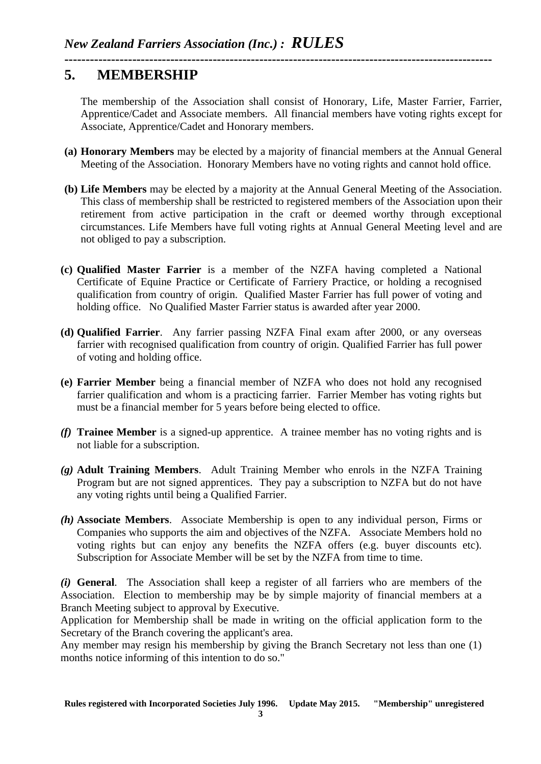## 5. MEMBERSHIP

The membership of the Association shall consist of Honorary, Life, Master Farrier, Farrier, Apprentice/Cadet and Associate members. All financial members have voting rights except for Associate, Apprentice/Cadet and Honorary members.

**(a) Honorary Members** may be elected by a majority of financial members at the Annual General Meeting of the Association. Honorary Members have no voting rights and cannot hold office.

**(b) Life Members** may be elected by a majority at the Annual General Meeting of the Association. This class of membership shall be restricted to registered members of the Association upon their retirement from active participation in the craft or deemed worthy through exceptional circumstances. Life Members have full voting rights at Annual General Meeting level and are not obliged to pay a subscription.

**(c) Qualified Master Farrier** is a member of the NZFA having completed a National Certificate of Equine Practice or Certificate of Farriery Practice, or holding a recognised qualification from country of origin. Qualified Master Farrier has full power of voting and holding office. No Qualified Master Farrier status is awarded after year 2000.

**(d) Qualified Farrier**. Any farrier passing NZFA Final exam after 2000, or any overseas farrier with recognised qualification from country of origin. Qualified Farrier has full power of voting and holding office.

**(e) Farrier Member** being a financial member of NZFA who does not hold any recognised farrier qualification and whom is a practicing farrier. Farrier Member has voting rights but must be a financial member for 5 years before being elected to office.

***(f)* Trainee Member** is a signed-up apprentice. A trainee member has no voting rights and is not liable for a subscription.

***(g)* Adult Training Members**. Adult Training Member who enrols in the NZFA Training Program but are not signed apprentices. They pay a subscription to NZFA but do not have any voting rights until being a Qualified Farrier.

***(h)* Associate Members**. Associate Membership is open to any individual person, Firms or Companies who supports the aim and objectives of the NZFA. Associate Members hold no voting rights but can enjoy any benefits the NZFA offers (e.g. buyer discounts etc). Subscription for Associate Member will be set by the NZFA from time to time.

***(i)* General**. The Association shall keep a register of all farriers who are members of the Association. Election to membership may be by simple majority of financial members at a Branch Meeting subject to approval by Executive.

Application for Membership shall be made in writing on the official application form to the Secretary of the Branch covering the applicant's area.

Any member may resign his membership by giving the Branch Secretary not less than one (1) months notice informing of this intention to do so."

**Rules registered with Incorporated Societies July 1996. Update May 2015. "Membership" unregistered**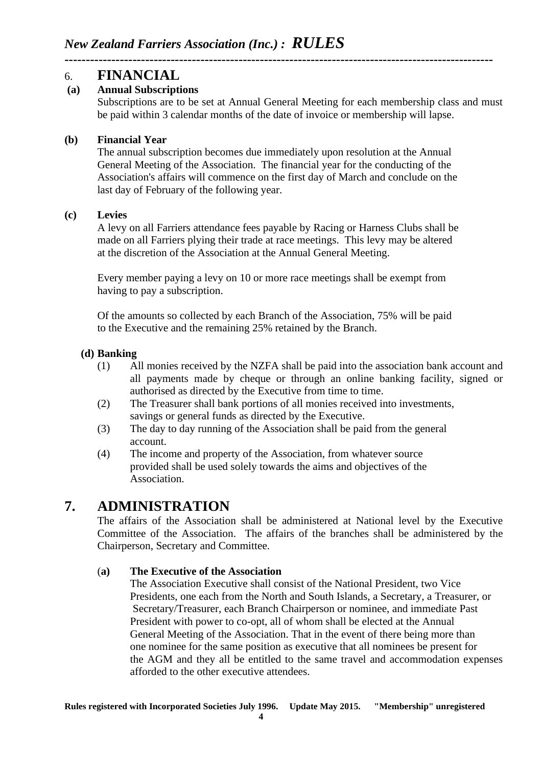## 6. FINANCIAL

**(a) Annual Subscriptions**

Subscriptions are to be set at Annual General Meeting for each membership class and must be paid within 3 calendar months of the date of invoice or membership will lapse.

**(b) Financial Year**

The annual subscription becomes due immediately upon resolution at the Annual General Meeting of the Association. The financial year for the conducting of the Association's affairs will commence on the first day of March and conclude on the last day of February of the following year.

**(c) Levies**

A levy on all Farriers attendance fees payable by Racing or Harness Clubs shall be made on all Farriers plying their trade at race meetings. This levy may be altered at the discretion of the Association at the Annual General Meeting.

Every member paying a levy on 10 or more race meetings shall be exempt from having to pay a subscription.

Of the amounts so collected by each Branch of the Association, 75% will be paid to the Executive and the remaining 25% retained by the Branch.

**(d) Banking**

(1) All monies received by the NZFA shall be paid into the association bank account and all payments made by cheque or through an online banking facility, signed or authorised as directed by the Executive from time to time.

(2) The Treasurer shall bank portions of all monies received into investments, savings or general funds as directed by the Executive.

(3) The day to day running of the Association shall be paid from the general account.

(4) The income and property of the Association, from whatever source provided shall be used solely towards the aims and objectives of the Association.

## 7. ADMINISTRATION

The affairs of the Association shall be administered at National level by the Executive Committee of the Association. The affairs of the branches shall be administered by the Chairperson, Secretary and Committee.

**(a) The Executive of the Association**

The Association Executive shall consist of the National President, two Vice Presidents, one each from the North and South Islands, a Secretary, a Treasurer, or Secretary/Treasurer, each Branch Chairperson or nominee, and immediate Past President with power to co-opt, all of whom shall be elected at the Annual General Meeting of the Association. That in the event of there being more than one nominee for the same position as executive that all nominees be present for the AGM and they all be entitled to the same travel and accommodation expenses afforded to the other executive attendees.

**Rules registered with Incorporated Societies July 1996. Update May 2015. "Membership" unregistered**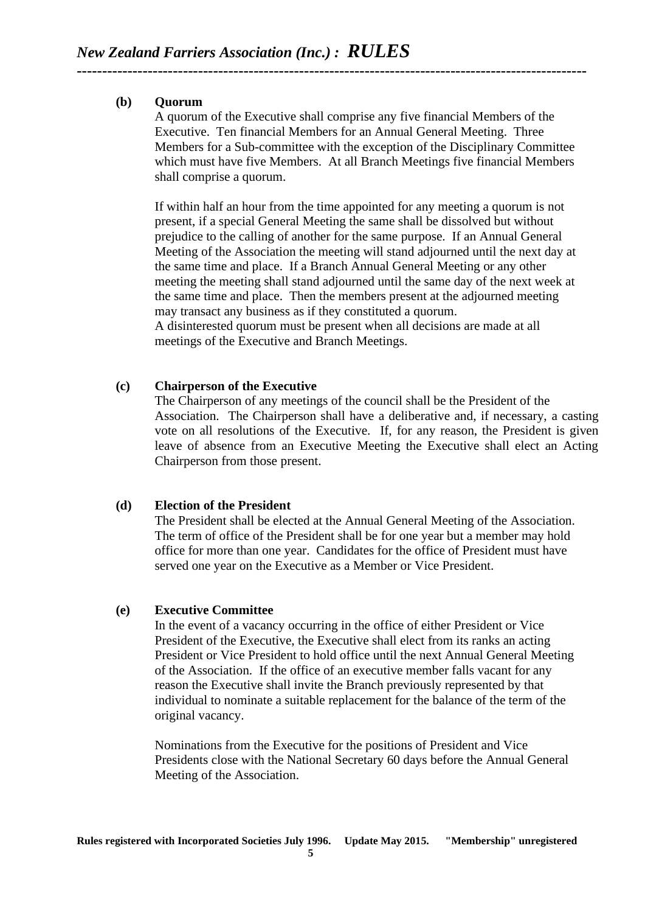**(b) Quorum**

A quorum of the Executive shall comprise any five financial Members of the Executive. Ten financial Members for an Annual General Meeting. Three Members for a Sub-committee with the exception of the Disciplinary Committee which must have five Members. At all Branch Meetings five financial Members shall comprise a quorum.

If within half an hour from the time appointed for any meeting a quorum is not present, if a special General Meeting the same shall be dissolved but without prejudice to the calling of another for the same purpose. If an Annual General Meeting of the Association the meeting will stand adjourned until the next day at the same time and place. If a Branch Annual General Meeting or any other meeting the meeting shall stand adjourned until the same day of the next week at the same time and place. Then the members present at the adjourned meeting may transact any business as if they constituted a quorum.
A disinterested quorum must be present when all decisions are made at all meetings of the Executive and Branch Meetings.

**(c) Chairperson of the Executive**

The Chairperson of any meetings of the council shall be the President of the Association. The Chairperson shall have a deliberative and, if necessary, a casting vote on all resolutions of the Executive. If, for any reason, the President is given leave of absence from an Executive Meeting the Executive shall elect an Acting Chairperson from those present.

**(d) Election of the President**

The President shall be elected at the Annual General Meeting of the Association. The term of office of the President shall be for one year but a member may hold office for more than one year. Candidates for the office of President must have served one year on the Executive as a Member or Vice President.

**(e) Executive Committee**

In the event of a vacancy occurring in the office of either President or Vice President of the Executive, the Executive shall elect from its ranks an acting President or Vice President to hold office until the next Annual General Meeting of the Association. If the office of an executive member falls vacant for any reason the Executive shall invite the Branch previously represented by that individual to nominate a suitable replacement for the balance of the term of the original vacancy.

Nominations from the Executive for the positions of President and Vice Presidents close with the National Secretary 60 days before the Annual General Meeting of the Association.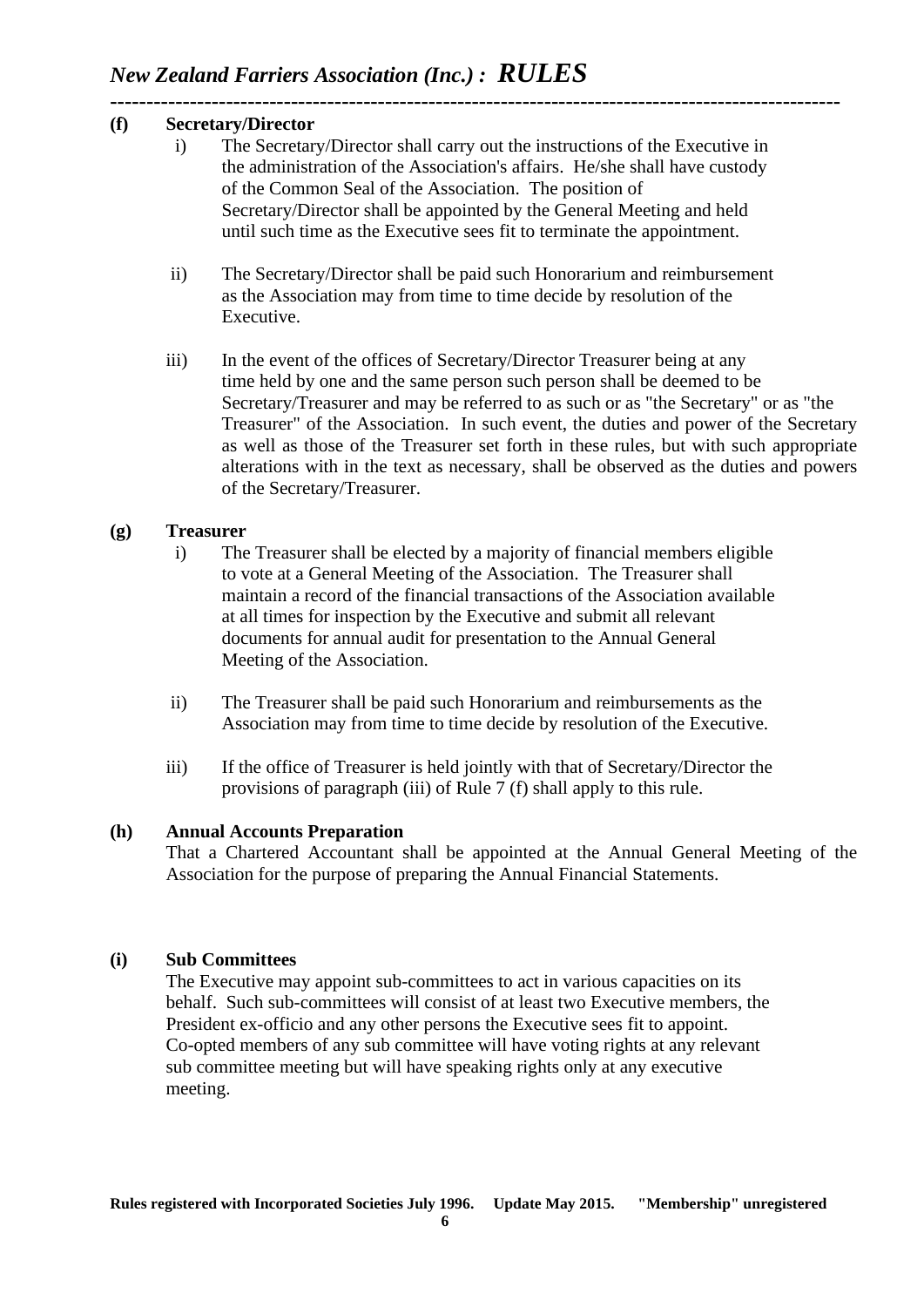**(f) Secretary/Director**

i) The Secretary/Director shall carry out the instructions of the Executive in the administration of the Association's affairs. He/she shall have custody of the Common Seal of the Association. The position of Secretary/Director shall be appointed by the General Meeting and held until such time as the Executive sees fit to terminate the appointment.

ii) The Secretary/Director shall be paid such Honorarium and reimbursement as the Association may from time to time decide by resolution of the Executive.

iii) In the event of the offices of Secretary/Director Treasurer being at any time held by one and the same person such person shall be deemed to be Secretary/Treasurer and may be referred to as such or as "the Secretary" or as "the Treasurer" of the Association. In such event, the duties and power of the Secretary as well as those of the Treasurer set forth in these rules, but with such appropriate alterations with in the text as necessary, shall be observed as the duties and powers of the Secretary/Treasurer.

**(g) Treasurer**

i) The Treasurer shall be elected by a majority of financial members eligible to vote at a General Meeting of the Association. The Treasurer shall maintain a record of the financial transactions of the Association available at all times for inspection by the Executive and submit all relevant documents for annual audit for presentation to the Annual General Meeting of the Association.

ii) The Treasurer shall be paid such Honorarium and reimbursements as the Association may from time to time decide by resolution of the Executive.

iii) If the office of Treasurer is held jointly with that of Secretary/Director the provisions of paragraph (iii) of Rule 7 (f) shall apply to this rule.

**(h) Annual Accounts Preparation**

That a Chartered Accountant shall be appointed at the Annual General Meeting of the Association for the purpose of preparing the Annual Financial Statements.

**(i) Sub Committees**

The Executive may appoint sub-committees to act in various capacities on its behalf. Such sub-committees will consist of at least two Executive members, the President ex-officio and any other persons the Executive sees fit to appoint. Co-opted members of any sub committee will have voting rights at any relevant sub committee meeting but will have speaking rights only at any executive meeting.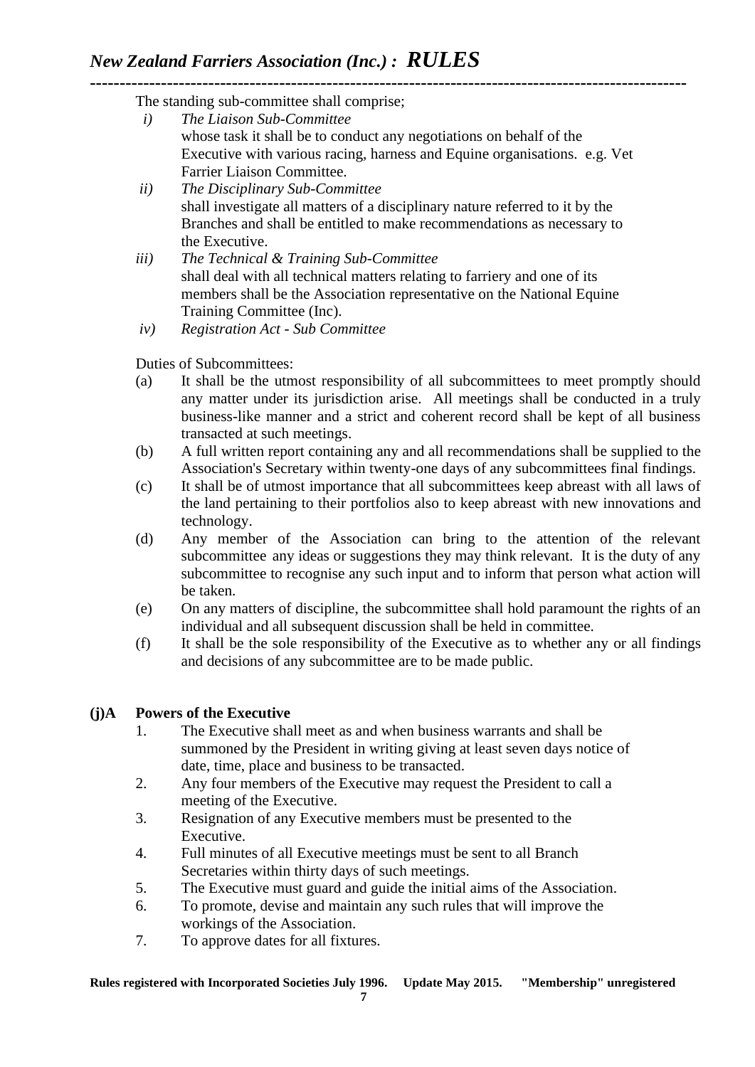The standing sub-committee shall comprise;

*i)* *The Liaison Sub-Committee*
whose task it shall be to conduct any negotiations on behalf of the Executive with various racing, harness and Equine organisations. e.g. Vet Farrier Liaison Committee.

*ii)* *The Disciplinary Sub-Committee*
shall investigate all matters of a disciplinary nature referred to it by the Branches and shall be entitled to make recommendations as necessary to the Executive.

*iii)* *The Technical & Training Sub-Committee*
shall deal with all technical matters relating to farriery and one of its members shall be the Association representative on the National Equine Training Committee (Inc).

*iv)* *Registration Act - Sub Committee*

Duties of Subcommittees:

(a) It shall be the utmost responsibility of all subcommittees to meet promptly should any matter under its jurisdiction arise. All meetings shall be conducted in a truly business-like manner and a strict and coherent record shall be kept of all business transacted at such meetings.

(b) A full written report containing any and all recommendations shall be supplied to the Association's Secretary within twenty-one days of any subcommittees final findings.

(c) It shall be of utmost importance that all subcommittees keep abreast with all laws of the land pertaining to their portfolios also to keep abreast with new innovations and technology.

(d) Any member of the Association can bring to the attention of the relevant subcommittee any ideas or suggestions they may think relevant. It is the duty of any subcommittee to recognise any such input and to inform that person what action will be taken.

(e) On any matters of discipline, the subcommittee shall hold paramount the rights of an individual and all subsequent discussion shall be held in committee.

(f) It shall be the sole responsibility of the Executive as to whether any or all findings and decisions of any subcommittee are to be made public.

**(j)A Powers of the Executive**

1. The Executive shall meet as and when business warrants and shall be summoned by the President in writing giving at least seven days notice of date, time, place and business to be transacted.
2. Any four members of the Executive may request the President to call a meeting of the Executive.
3. Resignation of any Executive members must be presented to the Executive.
4. Full minutes of all Executive meetings must be sent to all Branch Secretaries within thirty days of such meetings.
5. The Executive must guard and guide the initial aims of the Association.
6. To promote, devise and maintain any such rules that will improve the workings of the Association.
7. To approve dates for all fixtures.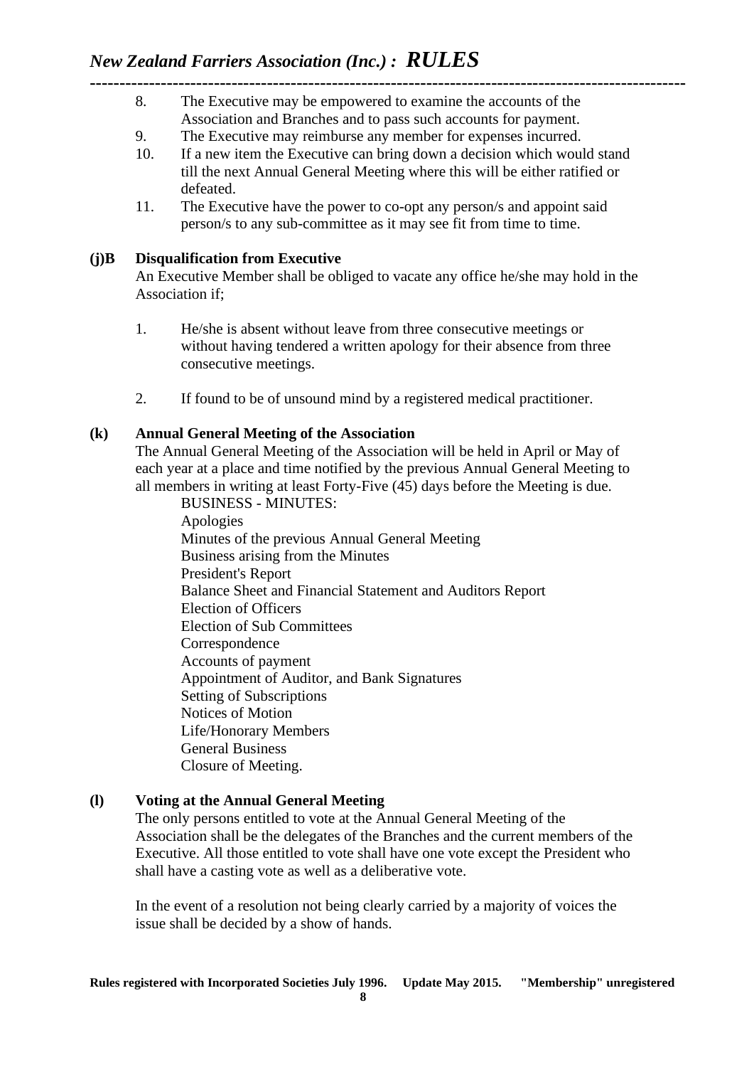8. The Executive may be empowered to examine the accounts of the Association and Branches and to pass such accounts for payment.
9. The Executive may reimburse any member for expenses incurred.
10. If a new item the Executive can bring down a decision which would stand till the next Annual General Meeting where this will be either ratified or defeated.
11. The Executive have the power to co-opt any person/s and appoint said person/s to any sub-committee as it may see fit from time to time.

**(j)B Disqualification from Executive**

An Executive Member shall be obliged to vacate any office he/she may hold in the Association if;

1. He/she is absent without leave from three consecutive meetings or without having tendered a written apology for their absence from three consecutive meetings.

2. If found to be of unsound mind by a registered medical practitioner.

**(k) Annual General Meeting of the Association**

The Annual General Meeting of the Association will be held in April or May of each year at a place and time notified by the previous Annual General Meeting to all members in writing at least Forty-Five (45) days before the Meeting is due.

BUSINESS - MINUTES:
Apologies
Minutes of the previous Annual General Meeting
Business arising from the Minutes
President's Report
Balance Sheet and Financial Statement and Auditors Report
Election of Officers
Election of Sub Committees
Correspondence
Accounts of payment
Appointment of Auditor, and Bank Signatures
Setting of Subscriptions
Notices of Motion
Life/Honorary Members
General Business
Closure of Meeting.

**(l) Voting at the Annual General Meeting**

The only persons entitled to vote at the Annual General Meeting of the Association shall be the delegates of the Branches and the current members of the Executive. All those entitled to vote shall have one vote except the President who shall have a casting vote as well as a deliberative vote.

In the event of a resolution not being clearly carried by a majority of voices the issue shall be decided by a show of hands.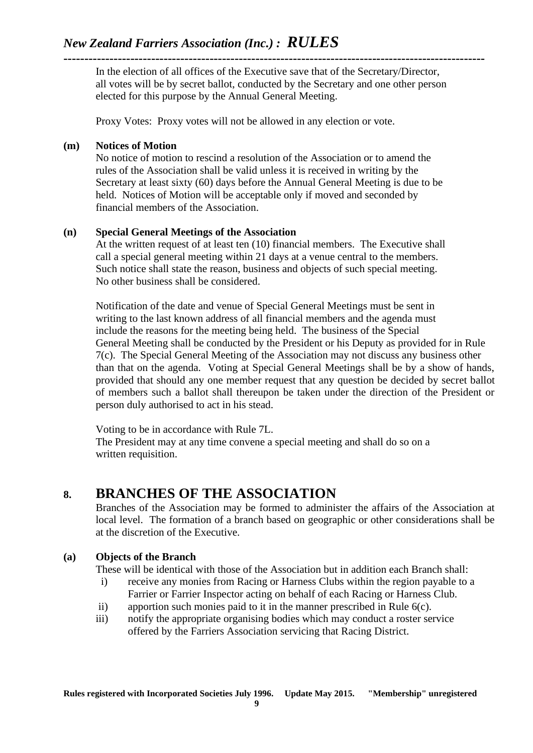In the election of all offices of the Executive save that of the Secretary/Director, all votes will be by secret ballot, conducted by the Secretary and one other person elected for this purpose by the Annual General Meeting.

Proxy Votes: Proxy votes will not be allowed in any election or vote.

**(m) Notices of Motion**

No notice of motion to rescind a resolution of the Association or to amend the rules of the Association shall be valid unless it is received in writing by the Secretary at least sixty (60) days before the Annual General Meeting is due to be held. Notices of Motion will be acceptable only if moved and seconded by financial members of the Association.

**(n) Special General Meetings of the Association**

At the written request of at least ten (10) financial members. The Executive shall call a special general meeting within 21 days at a venue central to the members. Such notice shall state the reason, business and objects of such special meeting. No other business shall be considered.

Notification of the date and venue of Special General Meetings must be sent in writing to the last known address of all financial members and the agenda must include the reasons for the meeting being held. The business of the Special General Meeting shall be conducted by the President or his Deputy as provided for in Rule 7(c). The Special General Meeting of the Association may not discuss any business other than that on the agenda. Voting at Special General Meetings shall be by a show of hands, provided that should any one member request that any question be decided by secret ballot of members such a ballot shall thereupon be taken under the direction of the President or person duly authorised to act in his stead.

Voting to be in accordance with Rule 7L.
The President may at any time convene a special meeting and shall do so on a written requisition.

## 8. BRANCHES OF THE ASSOCIATION

Branches of the Association may be formed to administer the affairs of the Association at local level. The formation of a branch based on geographic or other considerations shall be at the discretion of the Executive.

**(a) Objects of the Branch**

These will be identical with those of the Association but in addition each Branch shall:

i) receive any monies from Racing or Harness Clubs within the region payable to a Farrier or Farrier Inspector acting on behalf of each Racing or Harness Club.
ii) apportion such monies paid to it in the manner prescribed in Rule 6(c).
iii) notify the appropriate organising bodies which may conduct a roster service offered by the Farriers Association servicing that Racing District.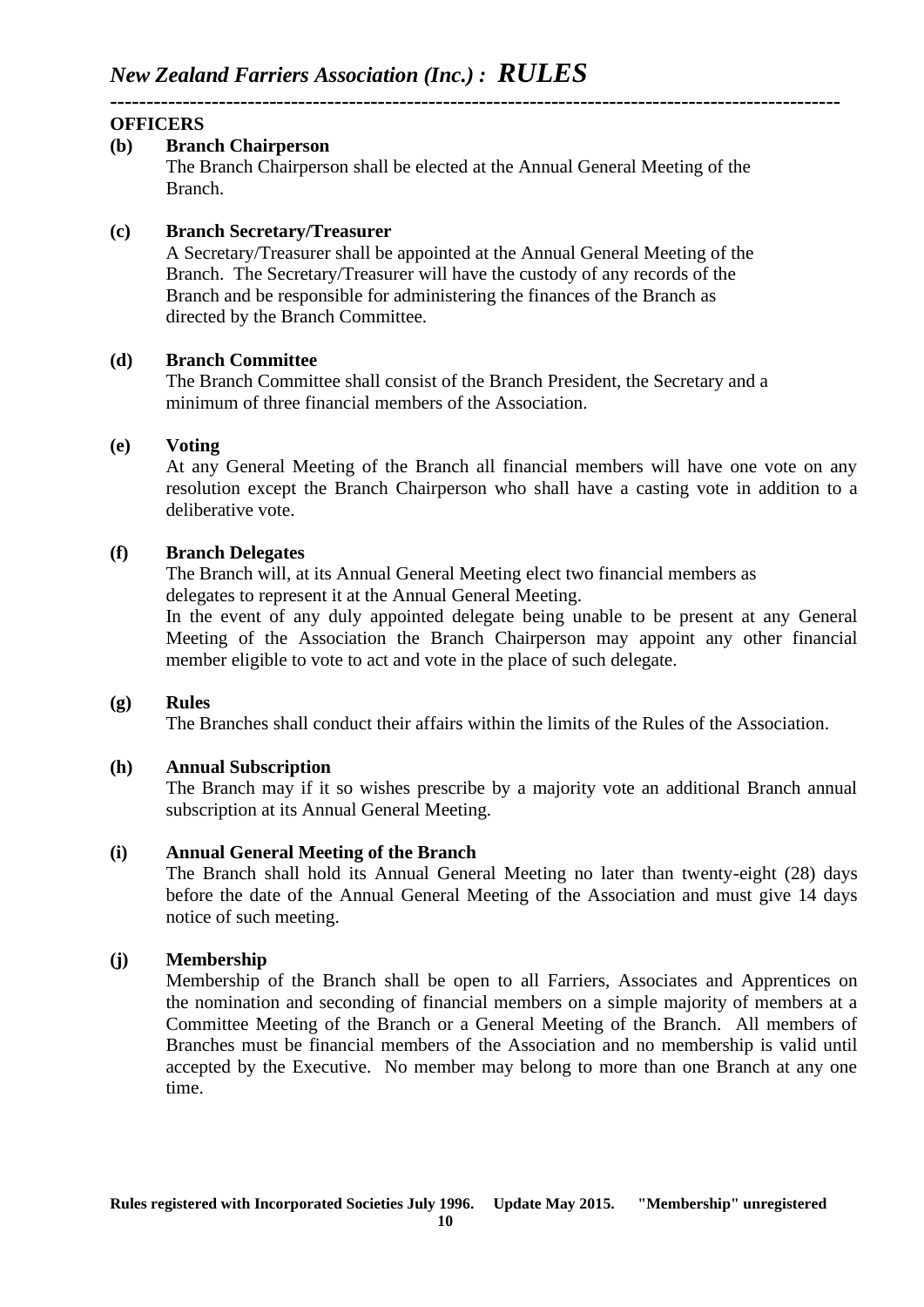**OFFICERS**

**(b) Branch Chairperson**

The Branch Chairperson shall be elected at the Annual General Meeting of the Branch.

**(c) Branch Secretary/Treasurer**

A Secretary/Treasurer shall be appointed at the Annual General Meeting of the Branch. The Secretary/Treasurer will have the custody of any records of the Branch and be responsible for administering the finances of the Branch as directed by the Branch Committee.

**(d) Branch Committee**

The Branch Committee shall consist of the Branch President, the Secretary and a minimum of three financial members of the Association.

**(e) Voting**

At any General Meeting of the Branch all financial members will have one vote on any resolution except the Branch Chairperson who shall have a casting vote in addition to a deliberative vote.

**(f) Branch Delegates**

The Branch will, at its Annual General Meeting elect two financial members as delegates to represent it at the Annual General Meeting.

In the event of any duly appointed delegate being unable to be present at any General Meeting of the Association the Branch Chairperson may appoint any other financial member eligible to vote to act and vote in the place of such delegate.

**(g) Rules**

The Branches shall conduct their affairs within the limits of the Rules of the Association.

**(h) Annual Subscription**

The Branch may if it so wishes prescribe by a majority vote an additional Branch annual subscription at its Annual General Meeting.

**(i) Annual General Meeting of the Branch**

The Branch shall hold its Annual General Meeting no later than twenty-eight (28) days before the date of the Annual General Meeting of the Association and must give 14 days notice of such meeting.

**(j) Membership**

Membership of the Branch shall be open to all Farriers, Associates and Apprentices on the nomination and seconding of financial members on a simple majority of members at a Committee Meeting of the Branch or a General Meeting of the Branch. All members of Branches must be financial members of the Association and no membership is valid until accepted by the Executive. No member may belong to more than one Branch at any one time.

**Rules registered with Incorporated Societies July 1996. Update May 2015. "Membership" unregistered**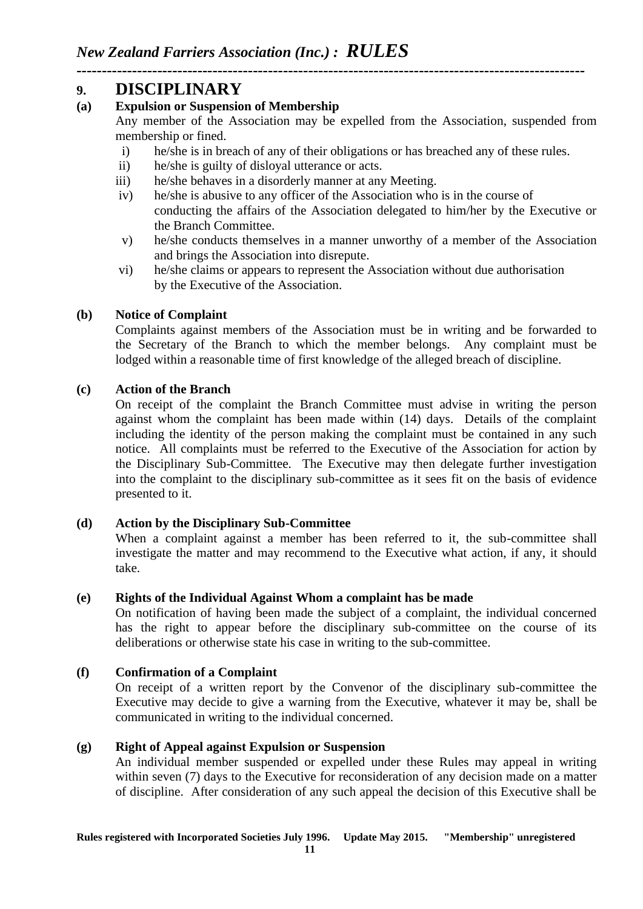## 9. DISCIPLINARY

**(a) Expulsion or Suspension of Membership**

Any member of the Association may be expelled from the Association, suspended from membership or fined.

i) he/she is in breach of any of their obligations or has breached any of these rules.
ii) he/she is guilty of disloyal utterance or acts.
iii) he/she behaves in a disorderly manner at any Meeting.
iv) he/she is abusive to any officer of the Association who is in the course of conducting the affairs of the Association delegated to him/her by the Executive or the Branch Committee.
v) he/she conducts themselves in a manner unworthy of a member of the Association and brings the Association into disrepute.
vi) he/she claims or appears to represent the Association without due authorisation by the Executive of the Association.

**(b) Notice of Complaint**

Complaints against members of the Association must be in writing and be forwarded to the Secretary of the Branch to which the member belongs. Any complaint must be lodged within a reasonable time of first knowledge of the alleged breach of discipline.

**(c) Action of the Branch**

On receipt of the complaint the Branch Committee must advise in writing the person against whom the complaint has been made within (14) days. Details of the complaint including the identity of the person making the complaint must be contained in any such notice. All complaints must be referred to the Executive of the Association for action by the Disciplinary Sub-Committee. The Executive may then delegate further investigation into the complaint to the disciplinary sub-committee as it sees fit on the basis of evidence presented to it.

**(d) Action by the Disciplinary Sub-Committee**

When a complaint against a member has been referred to it, the sub-committee shall investigate the matter and may recommend to the Executive what action, if any, it should take.

**(e) Rights of the Individual Against Whom a complaint has be made**

On notification of having been made the subject of a complaint, the individual concerned has the right to appear before the disciplinary sub-committee on the course of its deliberations or otherwise state his case in writing to the sub-committee.

**(f) Confirmation of a Complaint**

On receipt of a written report by the Convenor of the disciplinary sub-committee the Executive may decide to give a warning from the Executive, whatever it may be, shall be communicated in writing to the individual concerned.

**(g) Right of Appeal against Expulsion or Suspension**

An individual member suspended or expelled under these Rules may appeal in writing within seven (7) days to the Executive for reconsideration of any decision made on a matter of discipline. After consideration of any such appeal the decision of this Executive shall be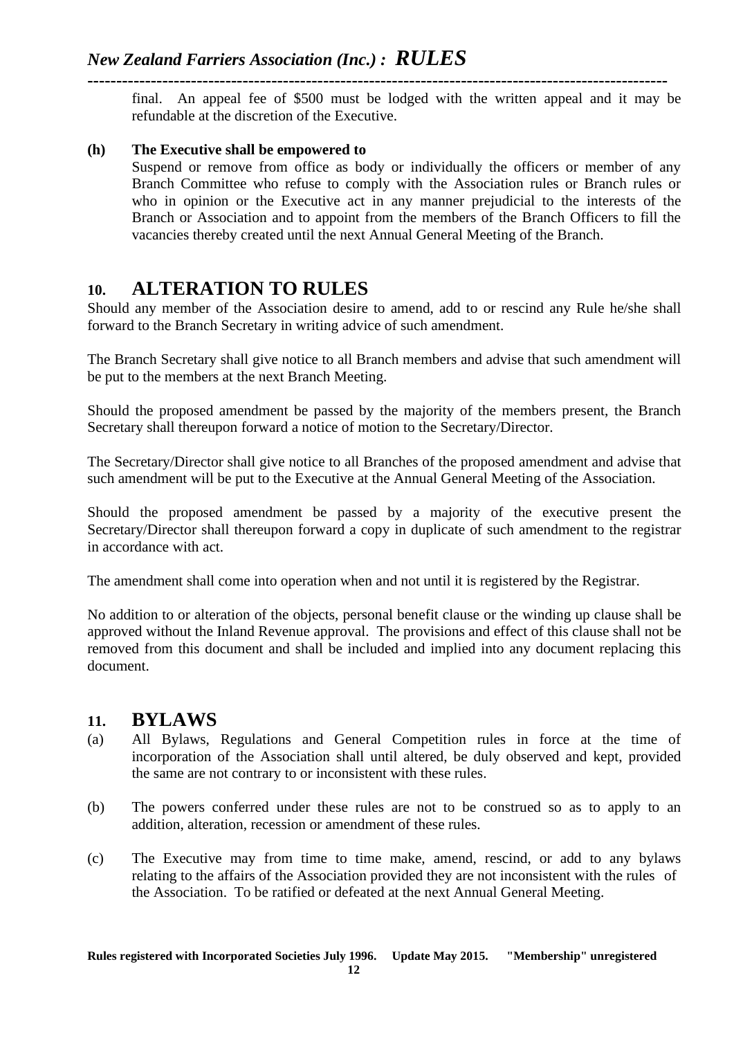final. An appeal fee of $500 must be lodged with the written appeal and it may be refundable at the discretion of the Executive.

**(h) The Executive shall be empowered to**

Suspend or remove from office as body or individually the officers or member of any Branch Committee who refuse to comply with the Association rules or Branch rules or who in opinion or the Executive act in any manner prejudicial to the interests of the Branch or Association and to appoint from the members of the Branch Officers to fill the vacancies thereby created until the next Annual General Meeting of the Branch.

## 10. ALTERATION TO RULES

Should any member of the Association desire to amend, add to or rescind any Rule he/she shall forward to the Branch Secretary in writing advice of such amendment.

The Branch Secretary shall give notice to all Branch members and advise that such amendment will be put to the members at the next Branch Meeting.

Should the proposed amendment be passed by the majority of the members present, the Branch Secretary shall thereupon forward a notice of motion to the Secretary/Director.

The Secretary/Director shall give notice to all Branches of the proposed amendment and advise that such amendment will be put to the Executive at the Annual General Meeting of the Association.

Should the proposed amendment be passed by a majority of the executive present the Secretary/Director shall thereupon forward a copy in duplicate of such amendment to the registrar in accordance with act.

The amendment shall come into operation when and not until it is registered by the Registrar.

No addition to or alteration of the objects, personal benefit clause or the winding up clause shall be approved without the Inland Revenue approval. The provisions and effect of this clause shall not be removed from this document and shall be included and implied into any document replacing this document.

## 11. BYLAWS

(a) All Bylaws, Regulations and General Competition rules in force at the time of incorporation of the Association shall until altered, be duly observed and kept, provided the same are not contrary to or inconsistent with these rules.

(b) The powers conferred under these rules are not to be construed so as to apply to an addition, alteration, recession or amendment of these rules.

(c) The Executive may from time to time make, amend, rescind, or add to any bylaws relating to the affairs of the Association provided they are not inconsistent with the rules of the Association. To be ratified or defeated at the next Annual General Meeting.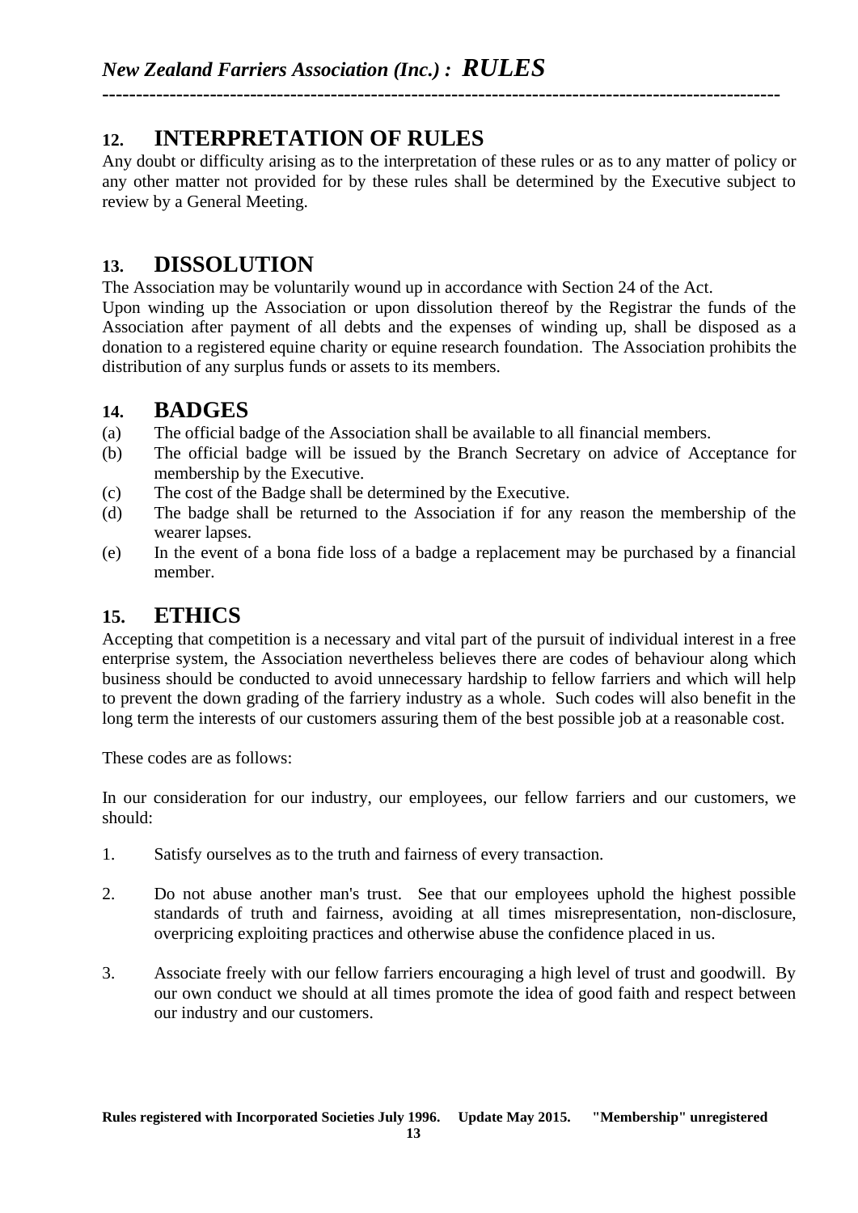## 12. INTERPRETATION OF RULES

Any doubt or difficulty arising as to the interpretation of these rules or as to any matter of policy or any other matter not provided for by these rules shall be determined by the Executive subject to review by a General Meeting.

## 13. DISSOLUTION

The Association may be voluntarily wound up in accordance with Section 24 of the Act.

Upon winding up the Association or upon dissolution thereof by the Registrar the funds of the Association after payment of all debts and the expenses of winding up, shall be disposed as a donation to a registered equine charity or equine research foundation. The Association prohibits the distribution of any surplus funds or assets to its members.

## 14. BADGES

(a) The official badge of the Association shall be available to all financial members.

(b) The official badge will be issued by the Branch Secretary on advice of Acceptance for membership by the Executive.

(c) The cost of the Badge shall be determined by the Executive.

(d) The badge shall be returned to the Association if for any reason the membership of the wearer lapses.

(e) In the event of a bona fide loss of a badge a replacement may be purchased by a financial member.

## 15. ETHICS

Accepting that competition is a necessary and vital part of the pursuit of individual interest in a free enterprise system, the Association nevertheless believes there are codes of behaviour along which business should be conducted to avoid unnecessary hardship to fellow farriers and which will help to prevent the down grading of the farriery industry as a whole. Such codes will also benefit in the long term the interests of our customers assuring them of the best possible job at a reasonable cost.

These codes are as follows:

In our consideration for our industry, our employees, our fellow farriers and our customers, we should:

1. Satisfy ourselves as to the truth and fairness of every transaction.

2. Do not abuse another man's trust. See that our employees uphold the highest possible standards of truth and fairness, avoiding at all times misrepresentation, non-disclosure, overpricing exploiting practices and otherwise abuse the confidence placed in us.

3. Associate freely with our fellow farriers encouraging a high level of trust and goodwill. By our own conduct we should at all times promote the idea of good faith and respect between our industry and our customers.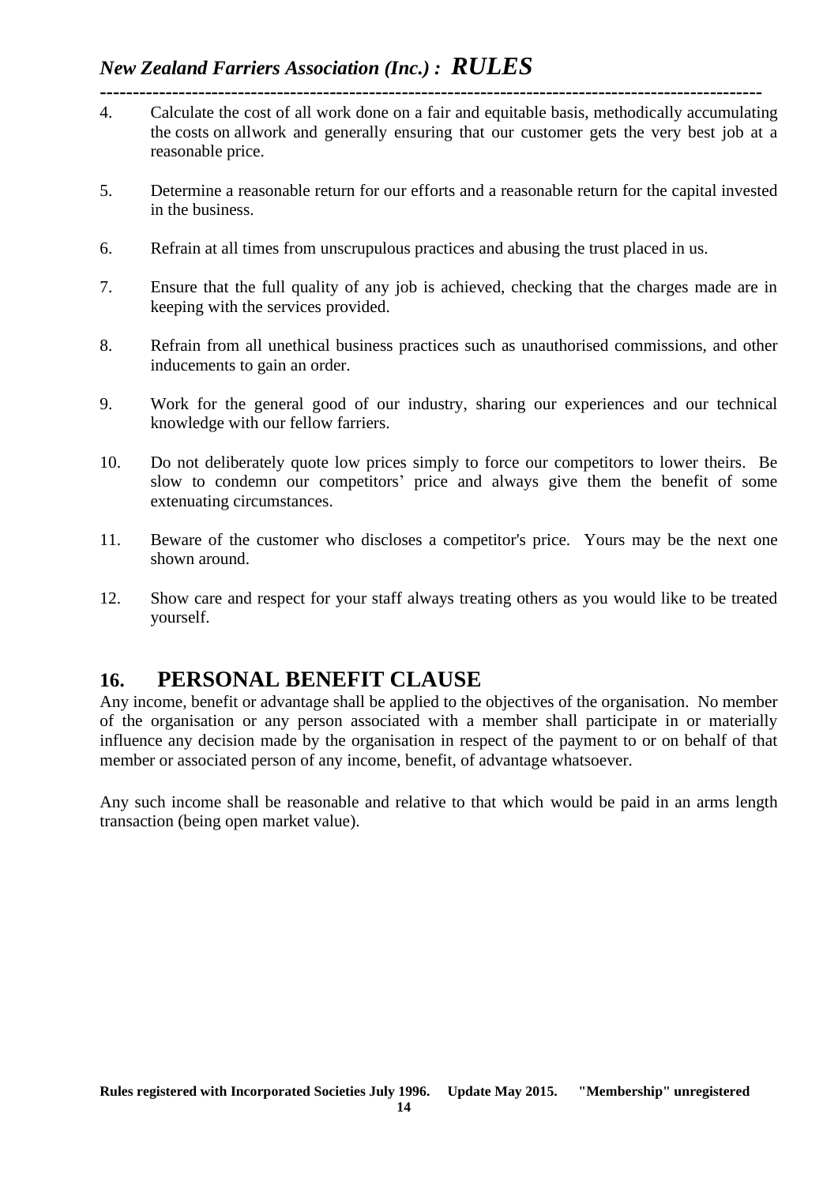4. Calculate the cost of all work done on a fair and equitable basis, methodically accumulating the costs on allwork and generally ensuring that our customer gets the very best job at a reasonable price.

5. Determine a reasonable return for our efforts and a reasonable return for the capital invested in the business.

6. Refrain at all times from unscrupulous practices and abusing the trust placed in us.

7. Ensure that the full quality of any job is achieved, checking that the charges made are in keeping with the services provided.

8. Refrain from all unethical business practices such as unauthorised commissions, and other inducements to gain an order.

9. Work for the general good of our industry, sharing our experiences and our technical knowledge with our fellow farriers.

10. Do not deliberately quote low prices simply to force our competitors to lower theirs. Be slow to condemn our competitors' price and always give them the benefit of some extenuating circumstances.

11. Beware of the customer who discloses a competitor's price. Yours may be the next one shown around.

12. Show care and respect for your staff always treating others as you would like to be treated yourself.

## 16. PERSONAL BENEFIT CLAUSE

Any income, benefit or advantage shall be applied to the objectives of the organisation. No member of the organisation or any person associated with a member shall participate in or materially influence any decision made by the organisation in respect of the payment to or on behalf of that member or associated person of any income, benefit, of advantage whatsoever.

Any such income shall be reasonable and relative to that which would be paid in an arms length transaction (being open market value).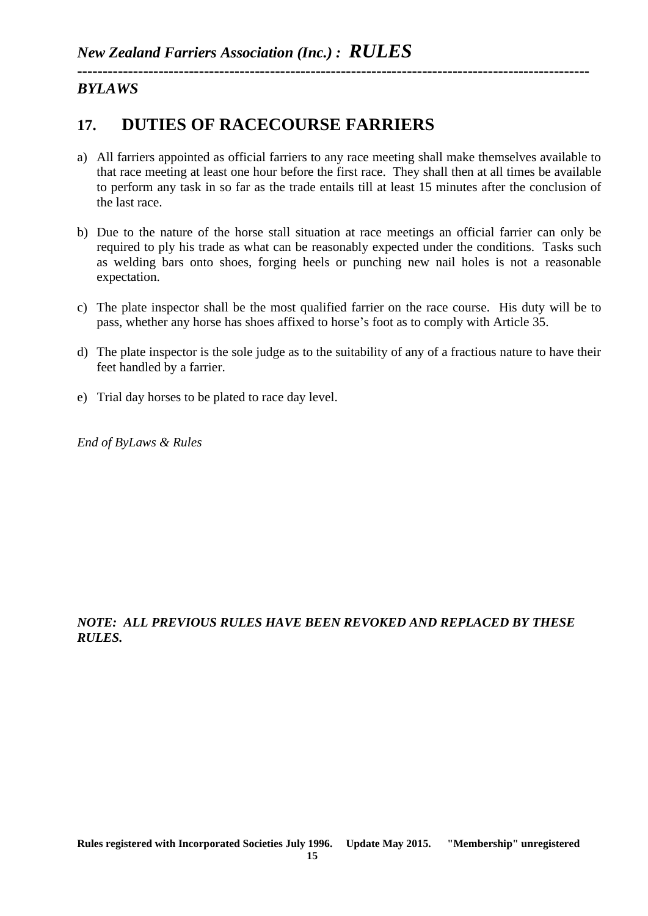*BYLAWS*

## 17. DUTIES OF RACECOURSE FARRIERS

a) All farriers appointed as official farriers to any race meeting shall make themselves available to that race meeting at least one hour before the first race. They shall then at all times be available to perform any task in so far as the trade entails till at least 15 minutes after the conclusion of the last race.

b) Due to the nature of the horse stall situation at race meetings an official farrier can only be required to ply his trade as what can be reasonably expected under the conditions. Tasks such as welding bars onto shoes, forging heels or punching new nail holes is not a reasonable expectation.

c) The plate inspector shall be the most qualified farrier on the race course. His duty will be to pass, whether any horse has shoes affixed to horse's foot as to comply with Article 35.

d) The plate inspector is the sole judge as to the suitability of any of a fractious nature to have their feet handled by a farrier.

e) Trial day horses to be plated to race day level.

*End of ByLaws & Rules*

***NOTE: ALL PREVIOUS RULES HAVE BEEN REVOKED AND REPLACED BY THESE RULES.***